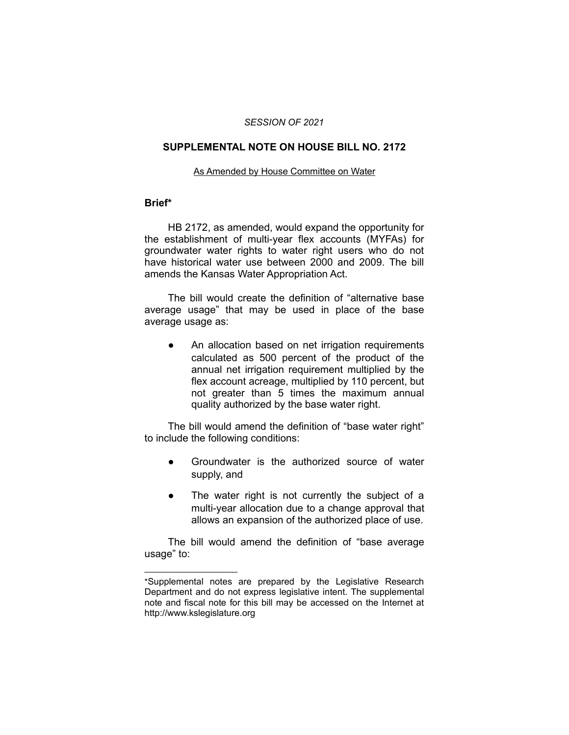*SESSION OF 2021*

## SUPPLEMENTAL NOTE ON HOUSE BILL NO. 2172

As Amended by House Committee on Water

### Brief*

HB 2172, as amended, would expand the opportunity for the establishment of multi-year flex accounts (MYFAs) for groundwater water rights to water right users who do not have historical water use between 2000 and 2009. The bill amends the Kansas Water Appropriation Act.

The bill would create the definition of "alternative base average usage" that may be used in place of the base average usage as:

- An allocation based on net irrigation requirements calculated as 500 percent of the product of the annual net irrigation requirement multiplied by the flex account acreage, multiplied by 110 percent, but not greater than 5 times the maximum annual quality authorized by the base water right.

The bill would amend the definition of "base water right" to include the following conditions:

- Groundwater is the authorized source of water supply, and
- The water right is not currently the subject of a multi-year allocation due to a change approval that allows an expansion of the authorized place of use.

The bill would amend the definition of "base average usage" to:

---

*Supplemental notes are prepared by the Legislative Research Department and do not express legislative intent. The supplemental note and fiscal note for this bill may be accessed on the Internet at http://www.kslegislature.org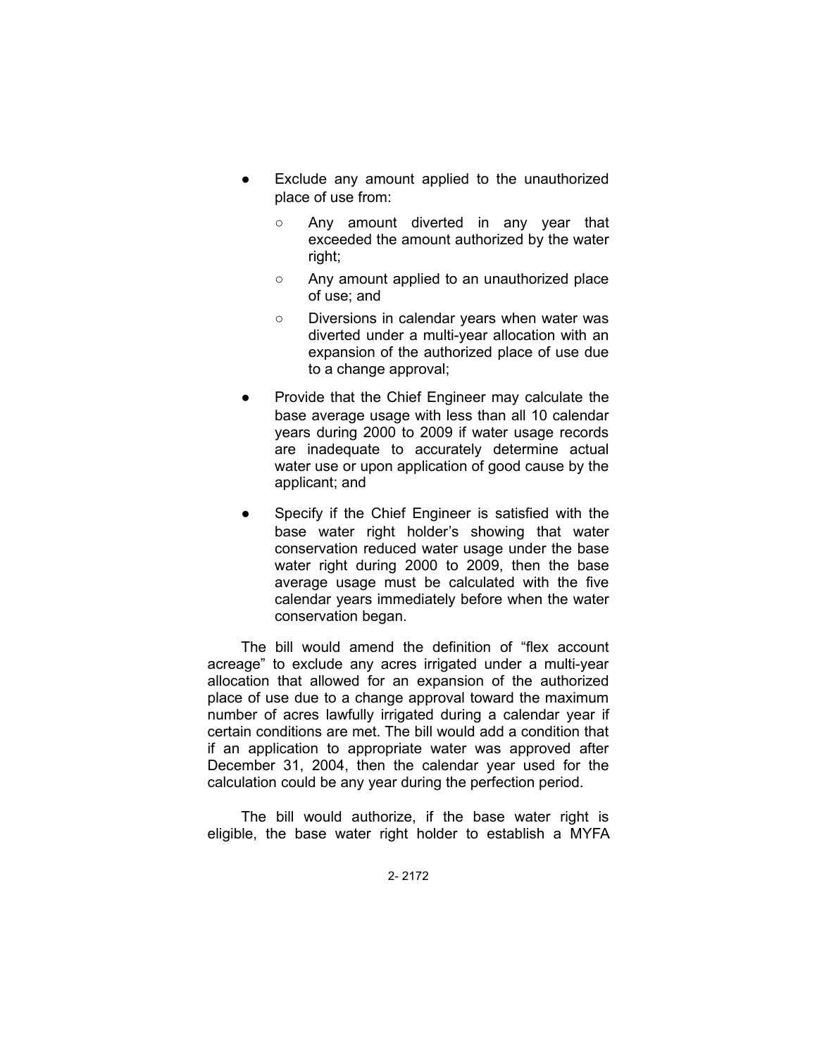- Exclude any amount applied to the unauthorized place of use from:
  - Any amount diverted in any year that exceeded the amount authorized by the water right;
  - Any amount applied to an unauthorized place of use; and
  - Diversions in calendar years when water was diverted under a multi-year allocation with an expansion of the authorized place of use due to a change approval;
- Provide that the Chief Engineer may calculate the base average usage with less than all 10 calendar years during 2000 to 2009 if water usage records are inadequate to accurately determine actual water use or upon application of good cause by the applicant; and
- Specify if the Chief Engineer is satisfied with the base water right holder's showing that water conservation reduced water usage under the base water right during 2000 to 2009, then the base average usage must be calculated with the five calendar years immediately before when the water conservation began.

The bill would amend the definition of "flex account acreage" to exclude any acres irrigated under a multi-year allocation that allowed for an expansion of the authorized place of use due to a change approval toward the maximum number of acres lawfully irrigated during a calendar year if certain conditions are met. The bill would add a condition that if an application to appropriate water was approved after December 31, 2004, then the calendar year used for the calculation could be any year during the perfection period.

The bill would authorize, if the base water right is eligible, the base water right holder to establish a MYFA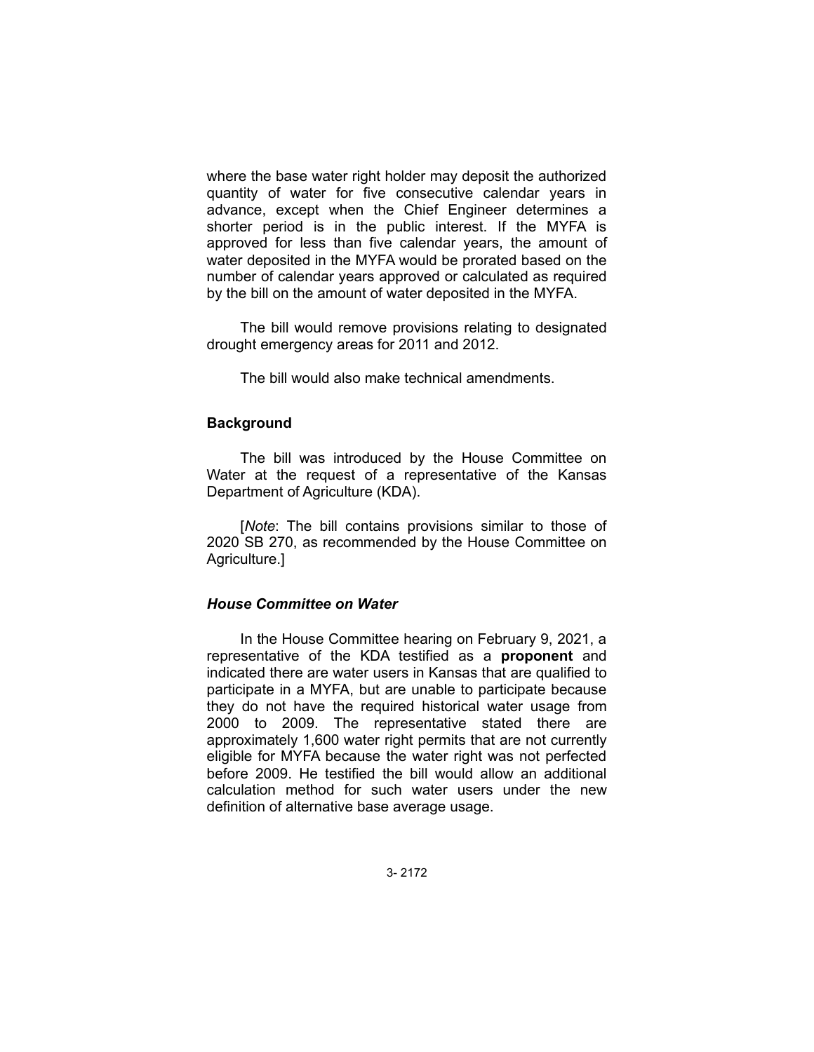where the base water right holder may deposit the authorized quantity of water for five consecutive calendar years in advance, except when the Chief Engineer determines a shorter period is in the public interest. If the MYFA is approved for less than five calendar years, the amount of water deposited in the MYFA would be prorated based on the number of calendar years approved or calculated as required by the bill on the amount of water deposited in the MYFA.

The bill would remove provisions relating to designated drought emergency areas for 2011 and 2012.

The bill would also make technical amendments.

## Background

The bill was introduced by the House Committee on Water at the request of a representative of the Kansas Department of Agriculture (KDA).

[*Note*: The bill contains provisions similar to those of 2020 SB 270, as recommended by the House Committee on Agriculture.]

### *House Committee on Water*

In the House Committee hearing on February 9, 2021, a representative of the KDA testified as a **proponent** and indicated there are water users in Kansas that are qualified to participate in a MYFA, but are unable to participate because they do not have the required historical water usage from 2000 to 2009. The representative stated there are approximately 1,600 water right permits that are not currently eligible for MYFA because the water right was not perfected before 2009. He testified the bill would allow an additional calculation method for such water users under the new definition of alternative base average usage.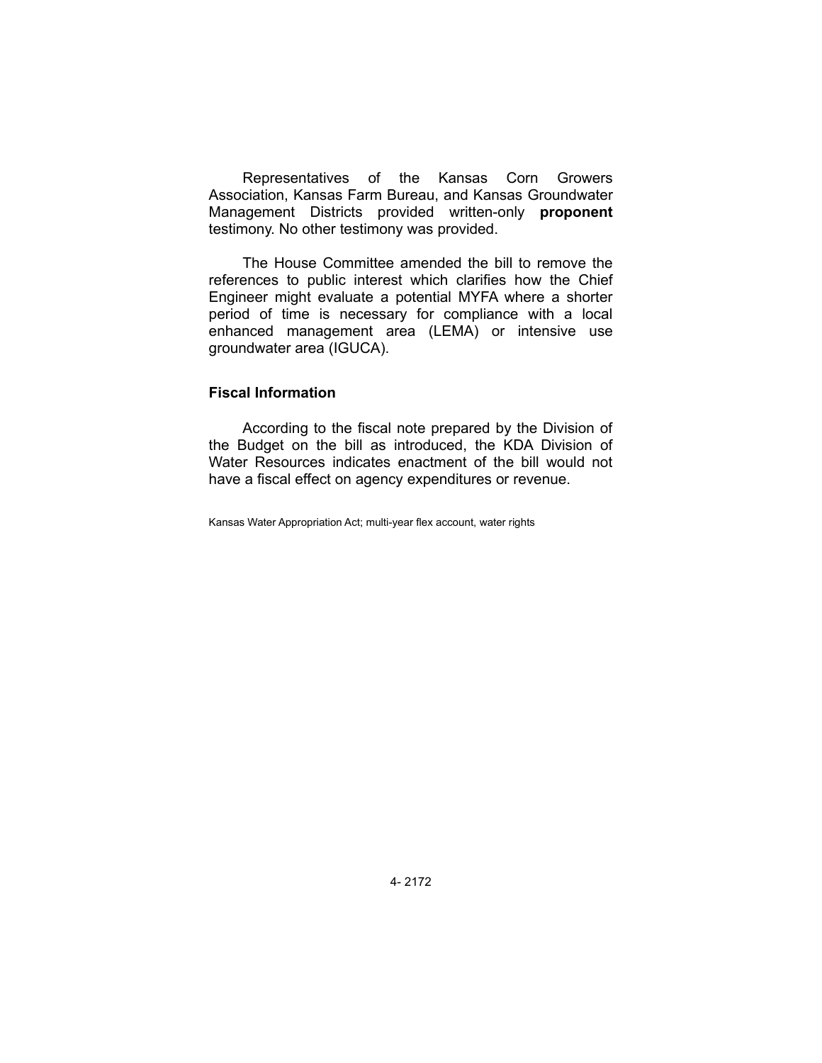Representatives of the Kansas Corn Growers Association, Kansas Farm Bureau, and Kansas Groundwater Management Districts provided written-only **proponent** testimony. No other testimony was provided.

The House Committee amended the bill to remove the references to public interest which clarifies how the Chief Engineer might evaluate a potential MYFA where a shorter period of time is necessary for compliance with a local enhanced management area (LEMA) or intensive use groundwater area (IGUCA).

### Fiscal Information

According to the fiscal note prepared by the Division of the Budget on the bill as introduced, the KDA Division of Water Resources indicates enactment of the bill would not have a fiscal effect on agency expenditures or revenue.

Kansas Water Appropriation Act; multi-year flex account, water rights